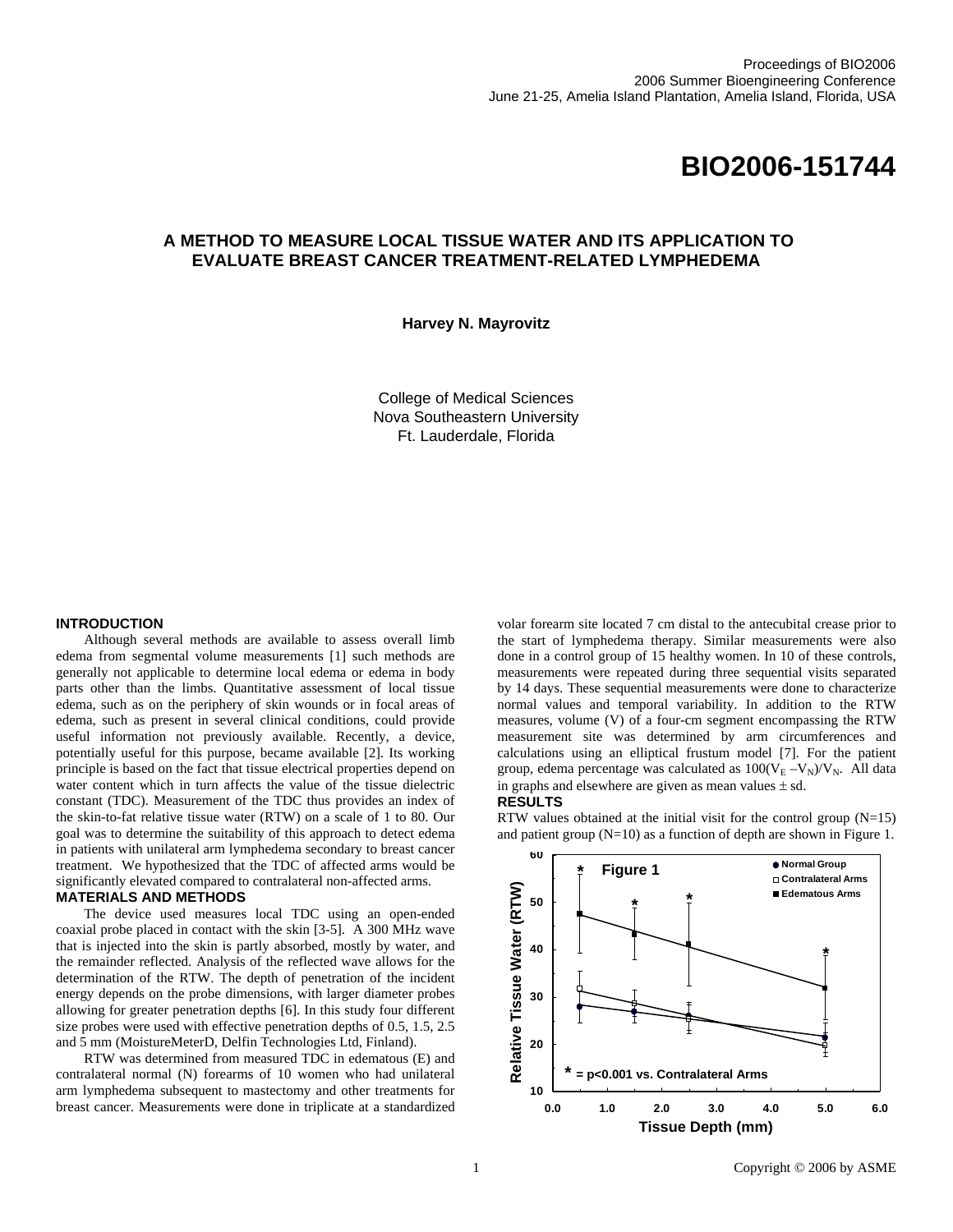Proceedings of BIO2006
2006 Summer Bioengineering Conference
June 21-25, Amelia Island Plantation, Amelia Island, Florida, USA

# BIO2006-151744

## A METHOD TO MEASURE LOCAL TISSUE WATER AND ITS APPLICATION TO EVALUATE BREAST CANCER TREATMENT-RELATED LYMPHEDEMA

**Harvey N. Mayrovitz**

College of Medical Sciences
Nova Southeastern University
Ft. Lauderdale, Florida

### INTRODUCTION

Although several methods are available to assess overall limb edema from segmental volume measurements [1] such methods are generally not applicable to determine local edema or edema in body parts other than the limbs. Quantitative assessment of local tissue edema, such as on the periphery of skin wounds or in focal areas of edema, such as present in several clinical conditions, could provide useful information not previously available. Recently, a device, potentially useful for this purpose, became available [2]. Its working principle is based on the fact that tissue electrical properties depend on water content which in turn affects the value of the tissue dielectric constant (TDC). Measurement of the TDC thus provides an index of the skin-to-fat relative tissue water (RTW) on a scale of 1 to 80. Our goal was to determine the suitability of this approach to detect edema in patients with unilateral arm lymphedema secondary to breast cancer treatment. We hypothesized that the TDC of affected arms would be significantly elevated compared to contralateral non-affected arms.

### MATERIALS AND METHODS

The device used measures local TDC using an open-ended coaxial probe placed in contact with the skin [3-5]. A 300 MHz wave that is injected into the skin is partly absorbed, mostly by water, and the remainder reflected. Analysis of the reflected wave allows for the determination of the RTW. The depth of penetration of the incident energy depends on the probe dimensions, with larger diameter probes allowing for greater penetration depths [6]. In this study four different size probes were used with effective penetration depths of 0.5, 1.5, 2.5 and 5 mm (MoistureMeterD, Delfin Technologies Ltd, Finland).

RTW was determined from measured TDC in edematous (E) and contralateral normal (N) forearms of 10 women who had unilateral arm lymphedema subsequent to mastectomy and other treatments for breast cancer. Measurements were done in triplicate at a standardized volar forearm site located 7 cm distal to the antecubital crease prior to the start of lymphedema therapy. Similar measurements were also done in a control group of 15 healthy women. In 10 of these controls, measurements were repeated during three sequential visits separated by 14 days. These sequential measurements were done to characterize normal values and temporal variability. In addition to the RTW measures, volume (V) of a four-cm segment encompassing the RTW measurement site was determined by arm circumferences and calculations using an elliptical frustum model [7]. For the patient group, edema percentage was calculated as $100(V_E - V_N)/V_N$. All data in graphs and elsewhere are given as mean values ± sd.

### RESULTS

RTW values obtained at the initial visit for the control group (N=15) and patient group (N=10) as a function of depth are shown in Figure 1.

Figure 1
Normal Group
Contralateral Arms
Edematous Arms
Relative Tissue Water (RTW)
Tissue Depth (mm)
* = p<0.001 vs. Contralateral Arms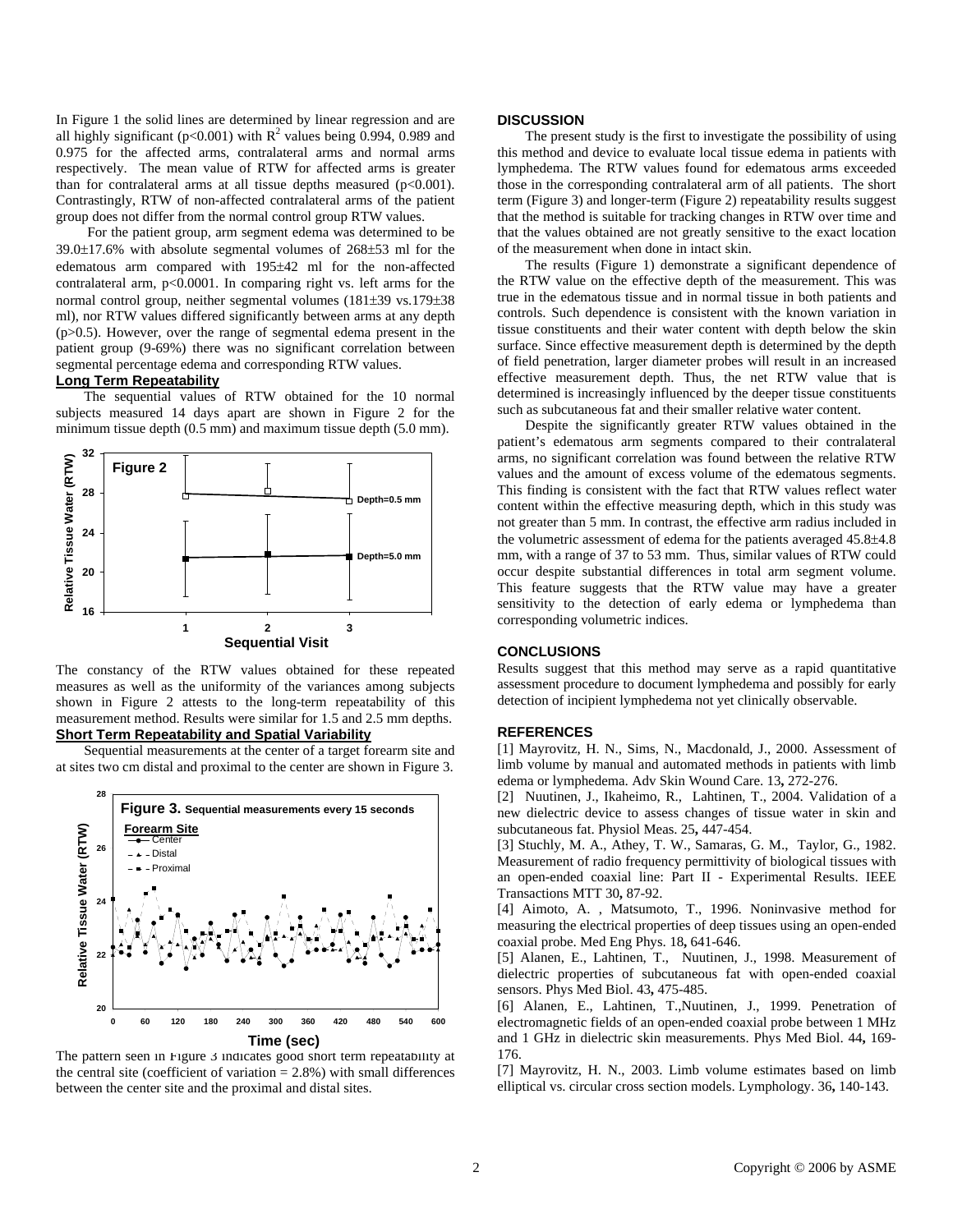In Figure 1 the solid lines are determined by linear regression and are all highly significant ($p<0.001$) with $R^2$ values being 0.994, 0.989 and 0.975 for the affected arms, contralateral arms and normal arms respectively. The mean value of RTW for affected arms is greater than for contralateral arms at all tissue depths measured ($p<0.001$). Contrastingly, RTW of non-affected contralateral arms of the patient group does not differ from the normal control group RTW values.

For the patient group, arm segment edema was determined to be 39.0±17.6% with absolute segmental volumes of 268±53 ml for the edematous arm compared with 195±42 ml for the non-affected contralateral arm, $p<0.0001$. In comparing right vs. left arms for the normal control group, neither segmental volumes (181±39 vs.179±38 ml), nor RTW values differed significantly between arms at any depth ($p>0.5$). However, over the range of segmental edema present in the patient group (9-69%) there was no significant correlation between segmental percentage edema and corresponding RTW values.

**Long Term Repeatability**

The sequential values of RTW obtained for the 10 normal subjects measured 14 days apart are shown in Figure 2 for the minimum tissue depth (0.5 mm) and maximum tissue depth (5.0 mm).

Figure 2

Relative Tissue Water (RTW)

32
28
24
20
16

Depth=0.5 mm

Depth=5.0 mm

1 2 3

Sequential Visit

The constancy of the RTW values obtained for these repeated measures as well as the uniformity of the variances among subjects shown in Figure 2 attests to the long-term repeatability of this measurement method. Results were similar for 1.5 and 2.5 mm depths.

**Short Term Repeatability and Spatial Variability**

Sequential measurements at the center of a target forearm site and at sites two cm distal and proximal to the center are shown in Figure 3.

Figure 3. Sequential measurements every 15 seconds

Forearm Site

Center

Distal

Proximal

Relative Tissue Water (RTW)

28
26
24
22
20

0 60 120 180 240 300 360 420 480 540 600

Time (sec)

The pattern seen in Figure 3 indicates good short term repeatability at the central site (coefficient of variation = 2.8%) with small differences between the center site and the proximal and distal sites.

## DISCUSSION

The present study is the first to investigate the possibility of using this method and device to evaluate local tissue edema in patients with lymphedema. The RTW values found for edematous arms exceeded those in the corresponding contralateral arm of all patients. The short term (Figure 3) and longer-term (Figure 2) repeatability results suggest that the method is suitable for tracking changes in RTW over time and that the values obtained are not greatly sensitive to the exact location of the measurement when done in intact skin.

The results (Figure 1) demonstrate a significant dependence of the RTW value on the effective depth of the measurement. This was true in the edematous tissue and in normal tissue in both patients and controls. Such dependence is consistent with the known variation in tissue constituents and their water content with depth below the skin surface. Since effective measurement depth is determined by the depth of field penetration, larger diameter probes will result in an increased effective measurement depth. Thus, the net RTW value that is determined is increasingly influenced by the deeper tissue constituents such as subcutaneous fat and their smaller relative water content.

Despite the significantly greater RTW values obtained in the patient's edematous arm segments compared to their contralateral arms, no significant correlation was found between the relative RTW values and the amount of excess volume of the edematous segments. This finding is consistent with the fact that RTW values reflect water content within the effective measuring depth, which in this study was not greater than 5 mm. In contrast, the effective arm radius included in the volumetric assessment of edema for the patients averaged 45.8±4.8 mm, with a range of 37 to 53 mm. Thus, similar values of RTW could occur despite substantial differences in total arm segment volume. This feature suggests that the RTW value may have a greater sensitivity to the detection of early edema or lymphedema than corresponding volumetric indices.

## CONCLUSIONS

Results suggest that this method may serve as a rapid quantitative assessment procedure to document lymphedema and possibly for early detection of incipient lymphedema not yet clinically observable.

## REFERENCES

[1] Mayrovitz, H. N., Sims, N., Macdonald, J., 2000. Assessment of limb volume by manual and automated methods in patients with limb edema or lymphedema. Adv Skin Wound Care. 13**,** 272-276.

[2] Nuutinen, J., Ikaheimo, R., Lahtinen, T., 2004. Validation of a new dielectric device to assess changes of tissue water in skin and subcutaneous fat. Physiol Meas. 25**,** 447-454.

[3] Stuchly, M. A., Athey, T. W., Samaras, G. M., Taylor, G., 1982. Measurement of radio frequency permittivity of biological tissues with an open-ended coaxial line: Part II - Experimental Results. IEEE Transactions MTT 30**,** 87-92.

[4] Aimoto, A. , Matsumoto, T., 1996. Noninvasive method for measuring the electrical properties of deep tissues using an open-ended coaxial probe. Med Eng Phys. 18**,** 641-646.

[5] Alanen, E., Lahtinen, T., Nuutinen, J., 1998. Measurement of dielectric properties of subcutaneous fat with open-ended coaxial sensors. Phys Med Biol. 43**,** 475-485.

[6] Alanen, E., Lahtinen, T.,Nuutinen, J., 1999. Penetration of electromagnetic fields of an open-ended coaxial probe between 1 MHz and 1 GHz in dielectric skin measurements. Phys Med Biol. 44**,** 169-176.

[7] Mayrovitz, H. N., 2003. Limb volume estimates based on limb elliptical vs. circular cross section models. Lymphology. 36**,** 140-143.